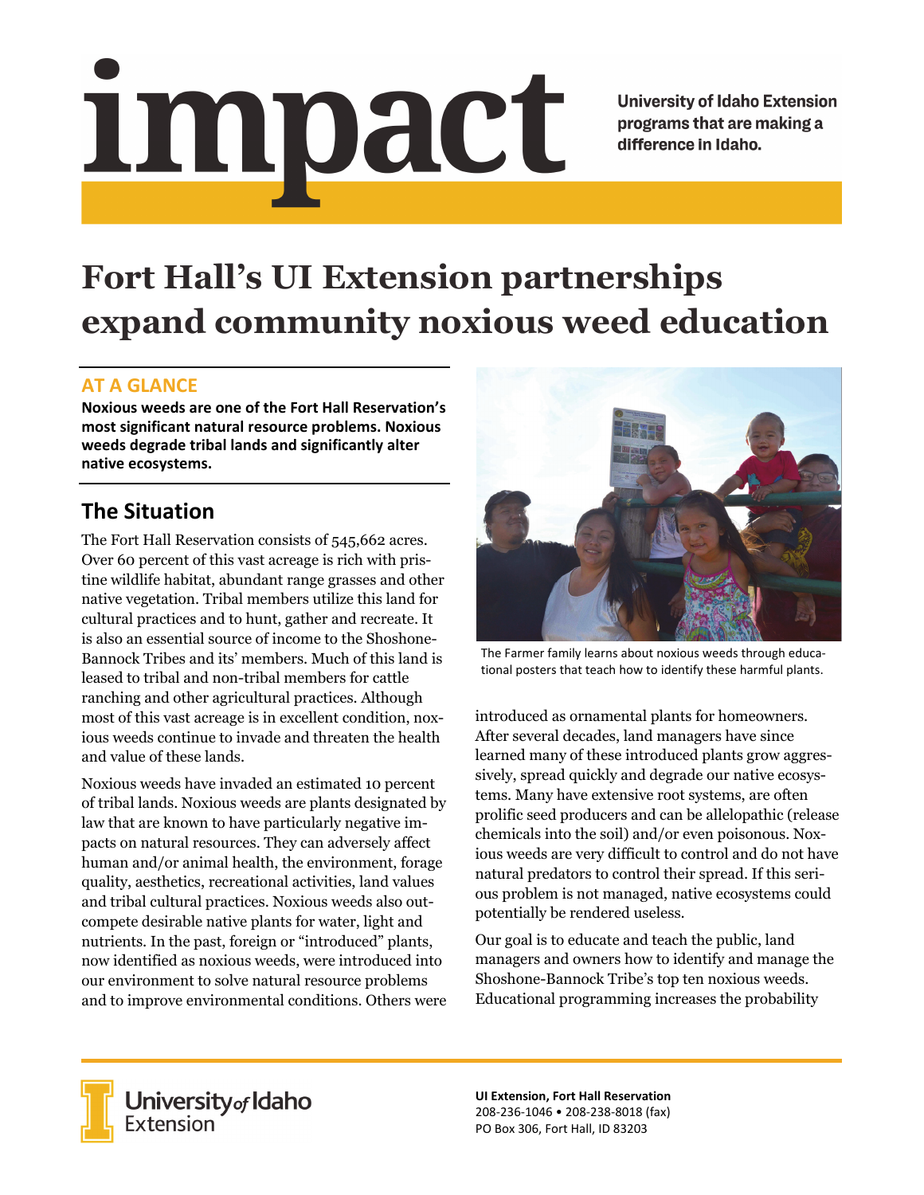# impact

University of Idaho Extension programs that are making a difference in Idaho.

# Fort Hall's UI Extension partnerships expand community noxious weed education

## AT A GLANCE

**Noxious weeds are one of the Fort Hall Reservation's most significant natural resource problems. Noxious weeds degrade tribal lands and significantly alter native ecosystems.**

## The Situation

The Fort Hall Reservation consists of 545,662 acres. Over 60 percent of this vast acreage is rich with pristine wildlife habitat, abundant range grasses and other native vegetation. Tribal members utilize this land for cultural practices and to hunt, gather and recreate. It is also an essential source of income to the Shoshone-Bannock Tribes and its' members. Much of this land is leased to tribal and non-tribal members for cattle ranching and other agricultural practices. Although most of this vast acreage is in excellent condition, noxious weeds continue to invade and threaten the health and value of these lands.

Noxious weeds have invaded an estimated 10 percent of tribal lands. Noxious weeds are plants designated by law that are known to have particularly negative impacts on natural resources. They can adversely affect human and/or animal health, the environment, forage quality, aesthetics, recreational activities, land values and tribal cultural practices. Noxious weeds also outcompete desirable native plants for water, light and nutrients. In the past, foreign or "introduced" plants, now identified as noxious weeds, were introduced into our environment to solve natural resource problems and to improve environmental conditions. Others were introduced as ornamental plants for homeowners. After several decades, land managers have since learned many of these introduced plants grow aggressively, spread quickly and degrade our native ecosystems. Many have extensive root systems, are often prolific seed producers and can be allelopathic (release chemicals into the soil) and/or even poisonous. Noxious weeds are very difficult to control and do not have natural predators to control their spread. If this serious problem is not managed, native ecosystems could potentially be rendered useless.

The Farmer family learns about noxious weeds through educational posters that teach how to identify these harmful plants.

Our goal is to educate and teach the public, land managers and owners how to identify and manage the Shoshone-Bannock Tribe's top ten noxious weeds. Educational programming increases the probability

University of Idaho Extension

**UI Extension, Fort Hall Reservation**
208-236-1046 • 208-238-8018 (fax)
PO Box 306, Fort Hall, ID 83203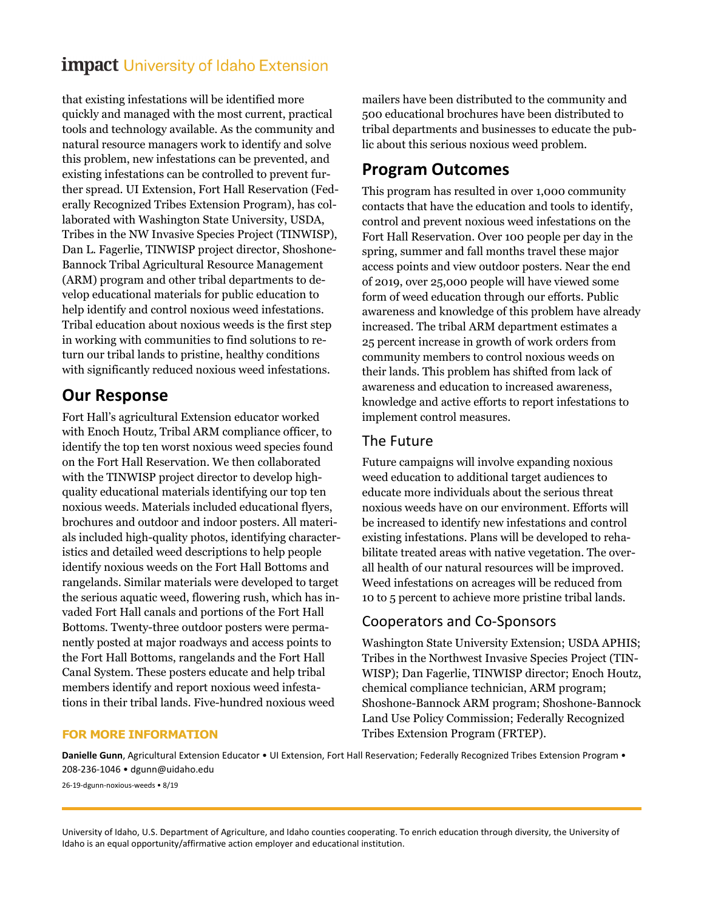that existing infestations will be identified more quickly and managed with the most current, practical tools and technology available. As the community and natural resource managers work to identify and solve this problem, new infestations can be prevented, and existing infestations can be controlled to prevent further spread. UI Extension, Fort Hall Reservation (Federally Recognized Tribes Extension Program), has collaborated with Washington State University, USDA, Tribes in the NW Invasive Species Project (TINWISP), Dan L. Fagerlie, TINWISP project director, Shoshone-Bannock Tribal Agricultural Resource Management (ARM) program and other tribal departments to develop educational materials for public education to help identify and control noxious weed infestations. Tribal education about noxious weeds is the first step in working with communities to find solutions to return our tribal lands to pristine, healthy conditions with significantly reduced noxious weed infestations.

## Our Response

Fort Hall's agricultural Extension educator worked with Enoch Houtz, Tribal ARM compliance officer, to identify the top ten worst noxious weed species found on the Fort Hall Reservation. We then collaborated with the TINWISP project director to develop high-quality educational materials identifying our top ten noxious weeds. Materials included educational flyers, brochures and outdoor and indoor posters. All materials included high-quality photos, identifying characteristics and detailed weed descriptions to help people identify noxious weeds on the Fort Hall Bottoms and rangelands. Similar materials were developed to target the serious aquatic weed, flowering rush, which has invaded Fort Hall canals and portions of the Fort Hall Bottoms. Twenty-three outdoor posters were permanently posted at major roadways and access points to the Fort Hall Bottoms, rangelands and the Fort Hall Canal System. These posters educate and help tribal members identify and report noxious weed infestations in their tribal lands. Five-hundred noxious weed mailers have been distributed to the community and 500 educational brochures have been distributed to tribal departments and businesses to educate the public about this serious noxious weed problem.

## Program Outcomes

This program has resulted in over 1,000 community contacts that have the education and tools to identify, control and prevent noxious weed infestations on the Fort Hall Reservation. Over 100 people per day in the spring, summer and fall months travel these major access points and view outdoor posters. Near the end of 2019, over 25,000 people will have viewed some form of weed education through our efforts. Public awareness and knowledge of this problem have already increased. The tribal ARM department estimates a 25 percent increase in growth of work orders from community members to control noxious weeds on their lands. This problem has shifted from lack of awareness and education to increased awareness, knowledge and active efforts to report infestations to implement control measures.

### The Future

Future campaigns will involve expanding noxious weed education to additional target audiences to educate more individuals about the serious threat noxious weeds have on our environment. Efforts will be increased to identify new infestations and control existing infestations. Plans will be developed to rehabilitate treated areas with native vegetation. The overall health of our natural resources will be improved. Weed infestations on acreages will be reduced from 10 to 5 percent to achieve more pristine tribal lands.

### Cooperators and Co-Sponsors

Washington State University Extension; USDA APHIS; Tribes in the Northwest Invasive Species Project (TINWISP); Dan Fagerlie, TINWISP director; Enoch Houtz, chemical compliance technician, ARM program; Shoshone-Bannock ARM program; Shoshone-Bannock Land Use Policy Commission; Federally Recognized Tribes Extension Program (FRTEP).

**FOR MORE INFORMATION**

**Danielle Gunn**, Agricultural Extension Educator • UI Extension, Fort Hall Reservation; Federally Recognized Tribes Extension Program • 208-236-1046 • dgunn@uidaho.edu

26-19-dgunn-noxious-weeds • 8/19

University of Idaho, U.S. Department of Agriculture, and Idaho counties cooperating. To enrich education through diversity, the University of Idaho is an equal opportunity/affirmative action employer and educational institution.